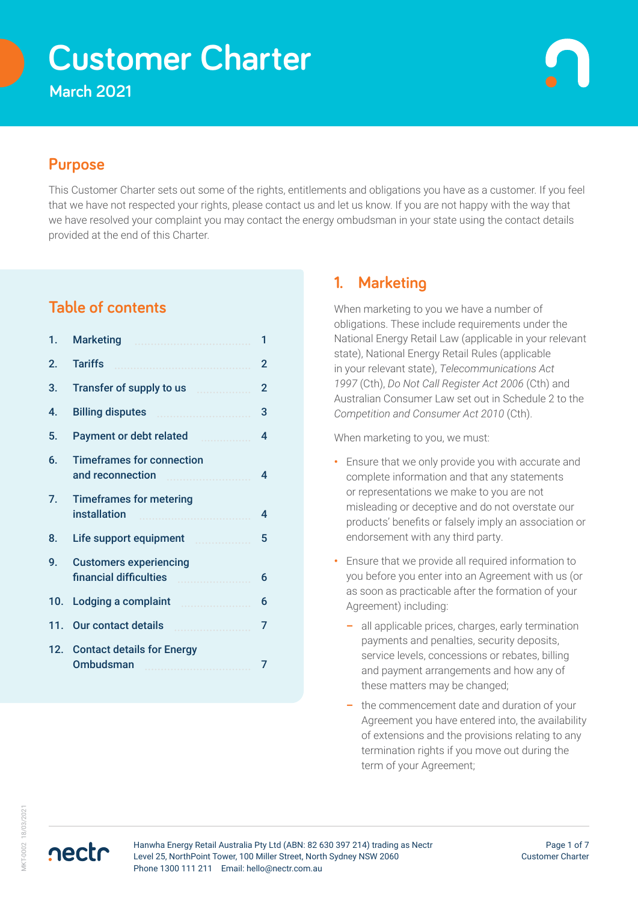# Customer Charter

March 2021

## Purpose

This Customer Charter sets out some of the rights, entitlements and obligations you have as a customer. If you feel that we have not respected your rights, please contact us and let us know. If you are not happy with the way that we have resolved your complaint you may contact the energy ombudsman in your state using the contact details provided at the end of this Charter.

## Table of contents

| | | |
|---|---|---|
| 1. | Marketing | 1 |
| 2. | Tariffs | 2 |
| 3. | Transfer of supply to us | 2 |
| 4. | Billing disputes | 3 |
| 5. | Payment or debt related | 4 |
| 6. | Timeframes for connection and reconnection | 4 |
| 7. | Timeframes for metering installation | 4 |
| 8. | Life support equipment | 5 |
| 9. | Customers experiencing financial difficulties | 6 |
| 10. | Lodging a complaint | 6 |
| 11. | Our contact details | 7 |
| 12. | Contact details for Energy Ombudsman | 7 |

## 1. Marketing

When marketing to you we have a number of obligations. These include requirements under the National Energy Retail Law (applicable in your relevant state), National Energy Retail Rules (applicable in your relevant state), *Telecommunications Act 1997* (Cth), *Do Not Call Register Act 2006* (Cth) and Australian Consumer Law set out in Schedule 2 to the *Competition and Consumer Act 2010* (Cth).

When marketing to you, we must:

- Ensure that we only provide you with accurate and complete information and that any statements or representations we make to you are not misleading or deceptive and do not overstate our products' benefits or falsely imply an association or endorsement with any third party.
- Ensure that we provide all required information to you before you enter into an Agreement with us (or as soon as practicable after the formation of your Agreement) including:
  - all applicable prices, charges, early termination payments and penalties, security deposits, service levels, concessions or rebates, billing and payment arrangements and how any of these matters may be changed;
  - the commencement date and duration of your Agreement you have entered into, the availability of extensions and the provisions relating to any termination rights if you move out during the term of your Agreement;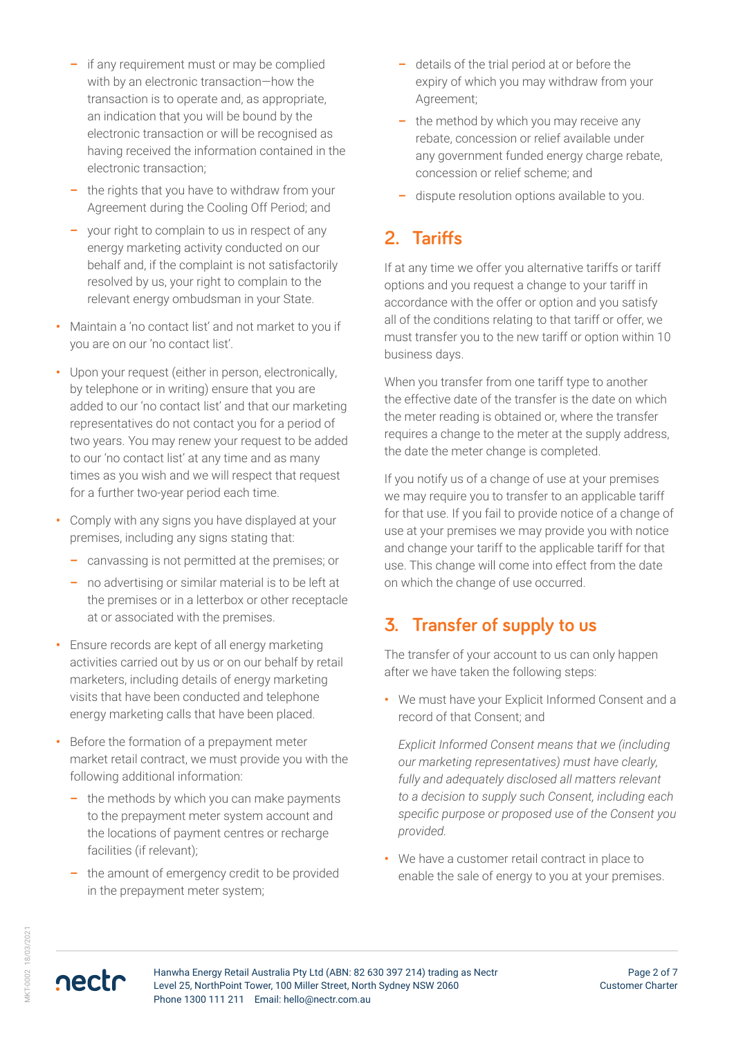- if any requirement must or may be complied with by an electronic transaction—how the transaction is to operate and, as appropriate, an indication that you will be bound by the electronic transaction or will be recognised as having received the information contained in the electronic transaction;
- the rights that you have to withdraw from your Agreement during the Cooling Off Period; and
- your right to complain to us in respect of any energy marketing activity conducted on our behalf and, if the complaint is not satisfactorily resolved by us, your right to complain to the relevant energy ombudsman in your State.

- Maintain a 'no contact list' and not market to you if you are on our 'no contact list'.
- Upon your request (either in person, electronically, by telephone or in writing) ensure that you are added to our 'no contact list' and that our marketing representatives do not contact you for a period of two years. You may renew your request to be added to our 'no contact list' at any time and as many times as you wish and we will respect that request for a further two-year period each time.
- Comply with any signs you have displayed at your premises, including any signs stating that:
  - canvassing is not permitted at the premises; or
  - no advertising or similar material is to be left at the premises or in a letterbox or other receptacle at or associated with the premises.
- Ensure records are kept of all energy marketing activities carried out by us or on our behalf by retail marketers, including details of energy marketing visits that have been conducted and telephone energy marketing calls that have been placed.
- Before the formation of a prepayment meter market retail contract, we must provide you with the following additional information:
  - the methods by which you can make payments to the prepayment meter system account and the locations of payment centres or recharge facilities (if relevant);
  - the amount of emergency credit to be provided in the prepayment meter system;
  - details of the trial period at or before the expiry of which you may withdraw from your Agreement;
  - the method by which you may receive any rebate, concession or relief available under any government funded energy charge rebate, concession or relief scheme; and
  - dispute resolution options available to you.

## 2. Tariffs

If at any time we offer you alternative tariffs or tariff options and you request a change to your tariff in accordance with the offer or option and you satisfy all of the conditions relating to that tariff or offer, we must transfer you to the new tariff or option within 10 business days.

When you transfer from one tariff type to another the effective date of the transfer is the date on which the meter reading is obtained or, where the transfer requires a change to the meter at the supply address, the date the meter change is completed.

If you notify us of a change of use at your premises we may require you to transfer to an applicable tariff for that use. If you fail to provide notice of a change of use at your premises we may provide you with notice and change your tariff to the applicable tariff for that use. This change will come into effect from the date on which the change of use occurred.

## 3. Transfer of supply to us

The transfer of your account to us can only happen after we have taken the following steps:

- We must have your Explicit Informed Consent and a record of that Consent; and

  *Explicit Informed Consent means that we (including our marketing representatives) must have clearly, fully and adequately disclosed all matters relevant to a decision to supply such Consent, including each specific purpose or proposed use of the Consent you provided.*

- We have a customer retail contract in place to enable the sale of energy to you at your premises.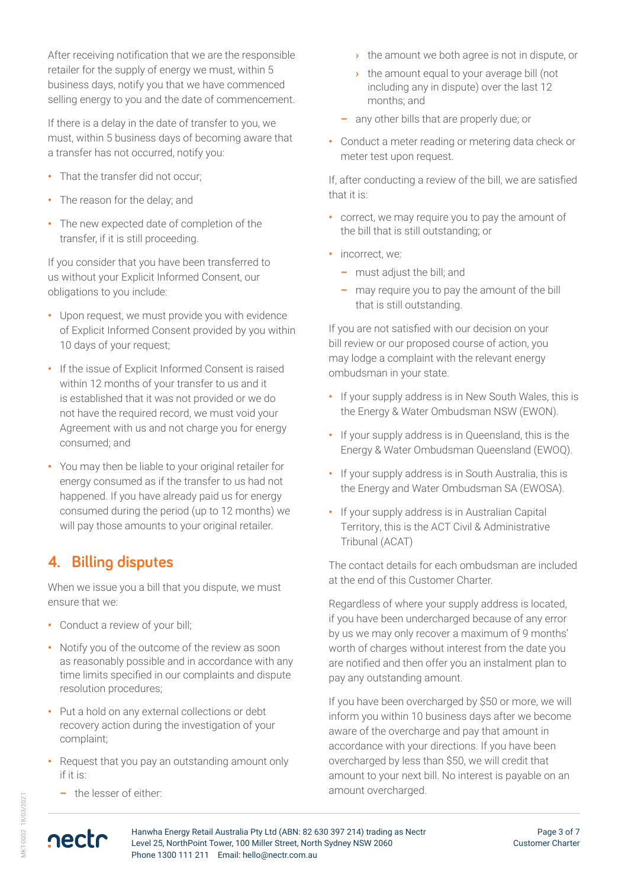After receiving notification that we are the responsible retailer for the supply of energy we must, within 5 business days, notify you that we have commenced selling energy to you and the date of commencement.

If there is a delay in the date of transfer to you, we must, within 5 business days of becoming aware that a transfer has not occurred, notify you:

- That the transfer did not occur;
- The reason for the delay; and
- The new expected date of completion of the transfer, if it is still proceeding.

If you consider that you have been transferred to us without your Explicit Informed Consent, our obligations to you include:

- Upon request, we must provide you with evidence of Explicit Informed Consent provided by you within 10 days of your request;
- If the issue of Explicit Informed Consent is raised within 12 months of your transfer to us and it is established that it was not provided or we do not have the required record, we must void your Agreement with us and not charge you for energy consumed; and
- You may then be liable to your original retailer for energy consumed as if the transfer to us had not happened. If you have already paid us for energy consumed during the period (up to 12 months) we will pay those amounts to your original retailer.

## 4. Billing disputes

When we issue you a bill that you dispute, we must ensure that we:

- Conduct a review of your bill;
- Notify you of the outcome of the review as soon as reasonably possible and in accordance with any time limits specified in our complaints and dispute resolution procedures;
- Put a hold on any external collections or debt recovery action during the investigation of your complaint;
- Request that you pay an outstanding amount only if it is:
  - the lesser of either:
    - the amount we both agree is not in dispute, or
    - the amount equal to your average bill (not including any in dispute) over the last 12 months; and
  - any other bills that are properly due; or
- Conduct a meter reading or metering data check or meter test upon request.

If, after conducting a review of the bill, we are satisfied that it is:

- correct, we may require you to pay the amount of the bill that is still outstanding; or
- incorrect, we:
  - must adjust the bill; and
  - may require you to pay the amount of the bill that is still outstanding.

If you are not satisfied with our decision on your bill review or our proposed course of action, you may lodge a complaint with the relevant energy ombudsman in your state.

- If your supply address is in New South Wales, this is the Energy & Water Ombudsman NSW (EWON).
- If your supply address is in Queensland, this is the Energy & Water Ombudsman Queensland (EWOQ).
- If your supply address is in South Australia, this is the Energy and Water Ombudsman SA (EWOSA).
- If your supply address is in Australian Capital Territory, this is the ACT Civil & Administrative Tribunal (ACAT)

The contact details for each ombudsman are included at the end of this Customer Charter.

Regardless of where your supply address is located, if you have been undercharged because of any error by us we may only recover a maximum of 9 months' worth of charges without interest from the date you are notified and then offer you an instalment plan to pay any outstanding amount.

If you have been overcharged by $50 or more, we will inform you within 10 business days after we become aware of the overcharge and pay that amount in accordance with your directions. If you have been overcharged by less than $50, we will credit that amount to your next bill. No interest is payable on an amount overcharged.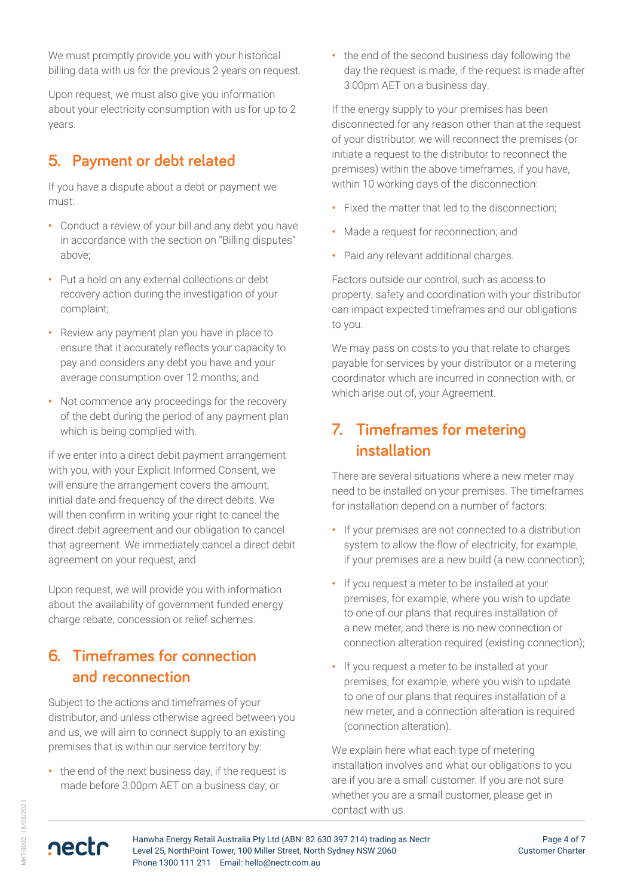We must promptly provide you with your historical billing data with us for the previous 2 years on request.

Upon request, we must also give you information about your electricity consumption with us for up to 2 years.

## 5. Payment or debt related

If you have a dispute about a debt or payment we must:

- Conduct a review of your bill and any debt you have in accordance with the section on "Billing disputes" above;
- Put a hold on any external collections or debt recovery action during the investigation of your complaint;
- Review any payment plan you have in place to ensure that it accurately reflects your capacity to pay and considers any debt you have and your average consumption over 12 months; and
- Not commence any proceedings for the recovery of the debt during the period of any payment plan which is being complied with.

If we enter into a direct debit payment arrangement with you, with your Explicit Informed Consent, we will ensure the arrangement covers the amount, initial date and frequency of the direct debits. We will then confirm in writing your right to cancel the direct debit agreement and our obligation to cancel that agreement. We immediately cancel a direct debit agreement on your request; and

Upon request, we will provide you with information about the availability of government funded energy charge rebate, concession or relief schemes.

## 6. Timeframes for connection and reconnection

Subject to the actions and timeframes of your distributor, and unless otherwise agreed between you and us, we will aim to connect supply to an existing premises that is within our service territory by:

- the end of the next business day, if the request is made before 3:00pm AET on a business day; or
- the end of the second business day following the day the request is made, if the request is made after 3:00pm AET on a business day.

If the energy supply to your premises has been disconnected for any reason other than at the request of your distributor, we will reconnect the premises (or initiate a request to the distributor to reconnect the premises) within the above timeframes, if you have, within 10 working days of the disconnection:

- Fixed the matter that led to the disconnection;
- Made a request for reconnection; and
- Paid any relevant additional charges.

Factors outside our control, such as access to property, safety and coordination with your distributor can impact expected timeframes and our obligations to you.

We may pass on costs to you that relate to charges payable for services by your distributor or a metering coordinator which are incurred in connection with, or which arise out of, your Agreement.

## 7. Timeframes for metering installation

There are several situations where a new meter may need to be installed on your premises. The timeframes for installation depend on a number of factors:

- If your premises are not connected to a distribution system to allow the flow of electricity, for example, if your premises are a new build (a new connection);
- If you request a meter to be installed at your premises, for example, where you wish to update to one of our plans that requires installation of a new meter, and there is no new connection or connection alteration required (existing connection);
- If you request a meter to be installed at your premises, for example, where you wish to update to one of our plans that requires installation of a new meter, and a connection alteration is required (connection alteration).

We explain here what each type of metering installation involves and what our obligations to you are if you are a small customer. If you are not sure whether you are a small customer, please get in contact with us.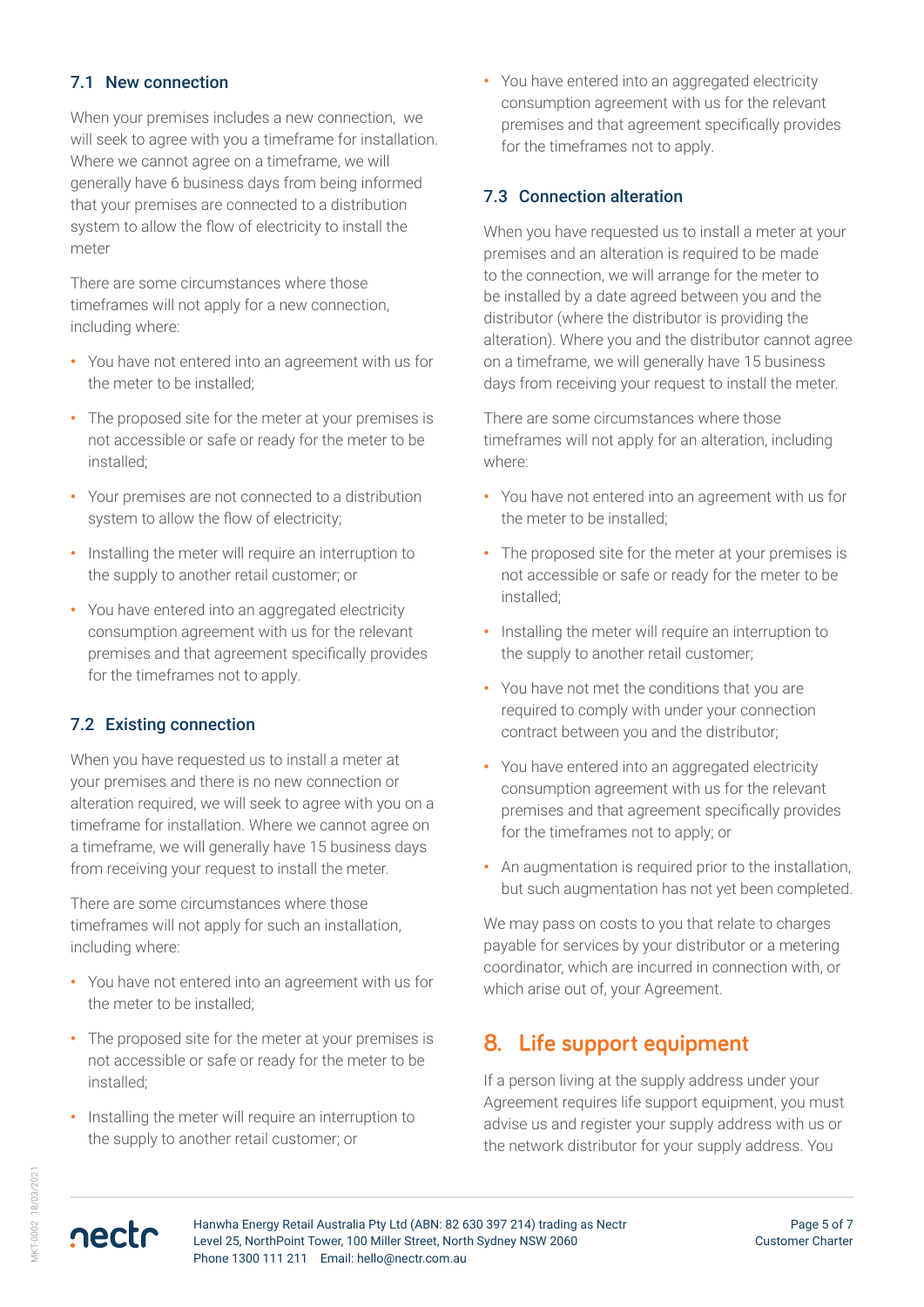### 7.1 New connection

When your premises includes a new connection, we will seek to agree with you a timeframe for installation. Where we cannot agree on a timeframe, we will generally have 6 business days from being informed that your premises are connected to a distribution system to allow the flow of electricity to install the meter

There are some circumstances where those timeframes will not apply for a new connection, including where:

- You have not entered into an agreement with us for the meter to be installed;
- The proposed site for the meter at your premises is not accessible or safe or ready for the meter to be installed;
- Your premises are not connected to a distribution system to allow the flow of electricity;
- Installing the meter will require an interruption to the supply to another retail customer; or
- You have entered into an aggregated electricity consumption agreement with us for the relevant premises and that agreement specifically provides for the timeframes not to apply.

### 7.2 Existing connection

When you have requested us to install a meter at your premises and there is no new connection or alteration required, we will seek to agree with you on a timeframe for installation. Where we cannot agree on a timeframe, we will generally have 15 business days from receiving your request to install the meter.

There are some circumstances where those timeframes will not apply for such an installation, including where:

- You have not entered into an agreement with us for the meter to be installed;
- The proposed site for the meter at your premises is not accessible or safe or ready for the meter to be installed;
- Installing the meter will require an interruption to the supply to another retail customer; or
- You have entered into an aggregated electricity consumption agreement with us for the relevant premises and that agreement specifically provides for the timeframes not to apply.

### 7.3 Connection alteration

When you have requested us to install a meter at your premises and an alteration is required to be made to the connection, we will arrange for the meter to be installed by a date agreed between you and the distributor (where the distributor is providing the alteration). Where you and the distributor cannot agree on a timeframe, we will generally have 15 business days from receiving your request to install the meter.

There are some circumstances where those timeframes will not apply for an alteration, including where:

- You have not entered into an agreement with us for the meter to be installed;
- The proposed site for the meter at your premises is not accessible or safe or ready for the meter to be installed;
- Installing the meter will require an interruption to the supply to another retail customer;
- You have not met the conditions that you are required to comply with under your connection contract between you and the distributor;
- You have entered into an aggregated electricity consumption agreement with us for the relevant premises and that agreement specifically provides for the timeframes not to apply; or
- An augmentation is required prior to the installation, but such augmentation has not yet been completed.

We may pass on costs to you that relate to charges payable for services by your distributor or a metering coordinator, which are incurred in connection with, or which arise out of, your Agreement.

## 8. Life support equipment

If a person living at the supply address under your Agreement requires life support equipment, you must advise us and register your supply address with us or the network distributor for your supply address. You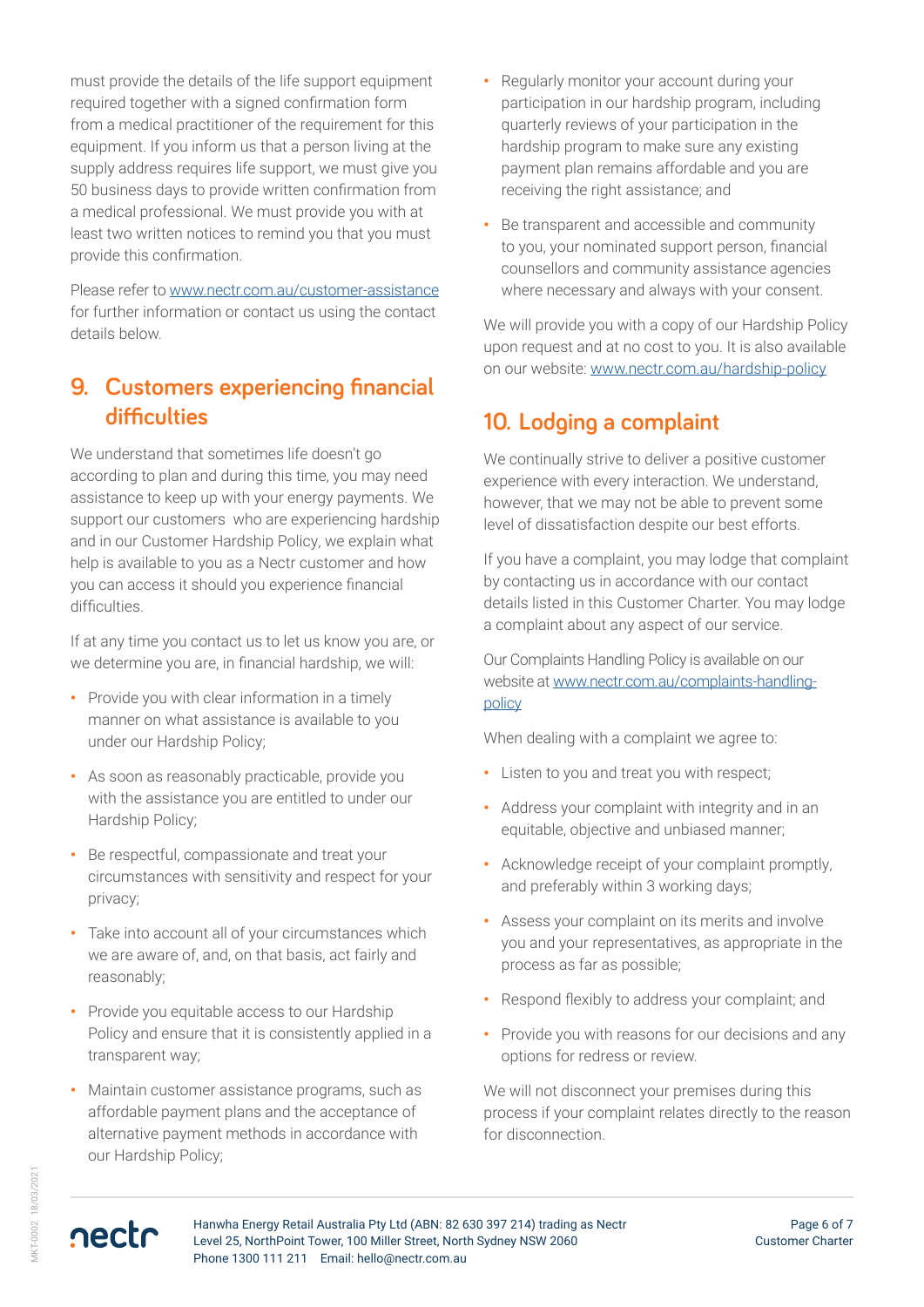must provide the details of the life support equipment required together with a signed confirmation form from a medical practitioner of the requirement for this equipment. If you inform us that a person living at the supply address requires life support, we must give you 50 business days to provide written confirmation from a medical professional. We must provide you with at least two written notices to remind you that you must provide this confirmation.

Please refer to www.nectr.com.au/customer-assistance for further information or contact us using the contact details below.

## 9. Customers experiencing financial difficulties

We understand that sometimes life doesn't go according to plan and during this time, you may need assistance to keep up with your energy payments. We support our customers who are experiencing hardship and in our Customer Hardship Policy, we explain what help is available to you as a Nectr customer and how you can access it should you experience financial difficulties.

If at any time you contact us to let us know you are, or we determine you are, in financial hardship, we will:

- Provide you with clear information in a timely manner on what assistance is available to you under our Hardship Policy;
- As soon as reasonably practicable, provide you with the assistance you are entitled to under our Hardship Policy;
- Be respectful, compassionate and treat your circumstances with sensitivity and respect for your privacy;
- Take into account all of your circumstances which we are aware of, and, on that basis, act fairly and reasonably;
- Provide you equitable access to our Hardship Policy and ensure that it is consistently applied in a transparent way;
- Maintain customer assistance programs, such as affordable payment plans and the acceptance of alternative payment methods in accordance with our Hardship Policy;
- Regularly monitor your account during your participation in our hardship program, including quarterly reviews of your participation in the hardship program to make sure any existing payment plan remains affordable and you are receiving the right assistance; and
- Be transparent and accessible and community to you, your nominated support person, financial counsellors and community assistance agencies where necessary and always with your consent.

We will provide you with a copy of our Hardship Policy upon request and at no cost to you. It is also available on our website: www.nectr.com.au/hardship-policy

## 10. Lodging a complaint

We continually strive to deliver a positive customer experience with every interaction. We understand, however, that we may not be able to prevent some level of dissatisfaction despite our best efforts.

If you have a complaint, you may lodge that complaint by contacting us in accordance with our contact details listed in this Customer Charter. You may lodge a complaint about any aspect of our service.

Our Complaints Handling Policy is available on our website at www.nectr.com.au/complaints-handling-policy

When dealing with a complaint we agree to:

- Listen to you and treat you with respect;
- Address your complaint with integrity and in an equitable, objective and unbiased manner;
- Acknowledge receipt of your complaint promptly, and preferably within 3 working days;
- Assess your complaint on its merits and involve you and your representatives, as appropriate in the process as far as possible;
- Respond flexibly to address your complaint; and
- Provide you with reasons for our decisions and any options for redress or review.

We will not disconnect your premises during this process if your complaint relates directly to the reason for disconnection.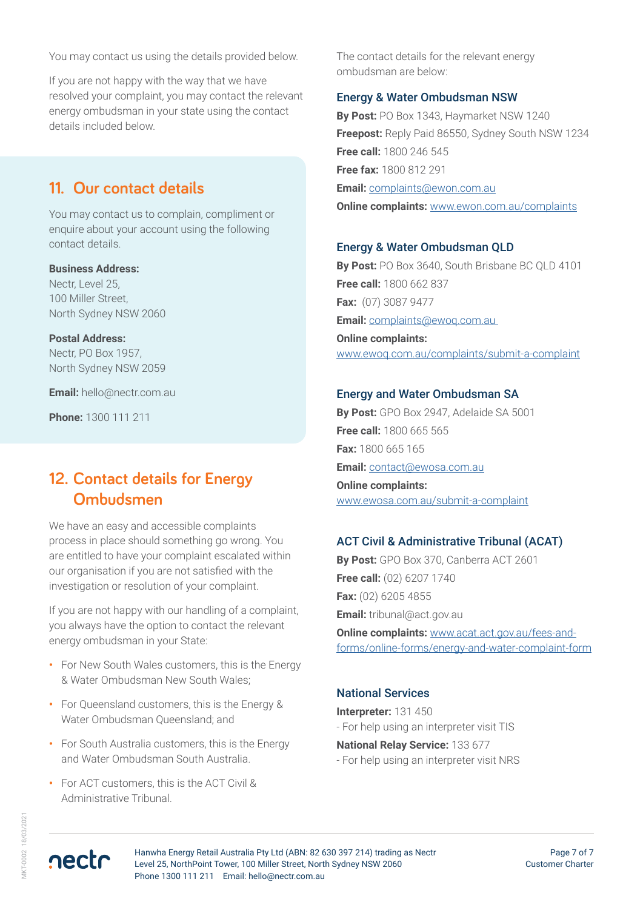You may contact us using the details provided below.

If you are not happy with the way that we have resolved your complaint, you may contact the relevant energy ombudsman in your state using the contact details included below.

## 11. Our contact details

You may contact us to complain, compliment or enquire about your account using the following contact details.

**Business Address:**
Nectr, Level 25,
100 Miller Street,
North Sydney NSW 2060

**Postal Address:**
Nectr, PO Box 1957,
North Sydney NSW 2059

**Email:** hello@nectr.com.au

**Phone:** 1300 111 211

## 12. Contact details for Energy Ombudsmen

We have an easy and accessible complaints process in place should something go wrong. You are entitled to have your complaint escalated within our organisation if you are not satisfied with the investigation or resolution of your complaint.

If you are not happy with our handling of a complaint, you always have the option to contact the relevant energy ombudsman in your State:

- For New South Wales customers, this is the Energy & Water Ombudsman New South Wales;
- For Queensland customers, this is the Energy & Water Ombudsman Queensland; and
- For South Australia customers, this is the Energy and Water Ombudsman South Australia.
- For ACT customers, this is the ACT Civil & Administrative Tribunal.

The contact details for the relevant energy ombudsman are below:

### Energy & Water Ombudsman NSW

**By Post:** PO Box 1343, Haymarket NSW 1240
**Freepost:** Reply Paid 86550, Sydney South NSW 1234
**Free call:** 1800 246 545
**Free fax:** 1800 812 291
**Email:** complaints@ewon.com.au
**Online complaints:** www.ewon.com.au/complaints

### Energy & Water Ombudsman QLD

**By Post:** PO Box 3640, South Brisbane BC QLD 4101
**Free call:** 1800 662 837
**Fax:** (07) 3087 9477
**Email:** complaints@ewoq.com.au
**Online complaints:**
www.ewoq.com.au/complaints/submit-a-complaint

### Energy and Water Ombudsman SA

**By Post:** GPO Box 2947, Adelaide SA 5001
**Free call:** 1800 665 565
**Fax:** 1800 665 165
**Email:** contact@ewosa.com.au
**Online complaints:**
www.ewosa.com.au/submit-a-complaint

### ACT Civil & Administrative Tribunal (ACAT)

**By Post:** GPO Box 370, Canberra ACT 2601
**Free call:** (02) 6207 1740
**Fax:** (02) 6205 4855
**Email:** tribunal@act.gov.au
**Online complaints:** www.acat.act.gov.au/fees-and-forms/online-forms/energy-and-water-complaint-form

### National Services

**Interpreter:** 131 450
- For help using an interpreter visit TIS

**National Relay Service:** 133 677
- For help using an interpreter visit NRS